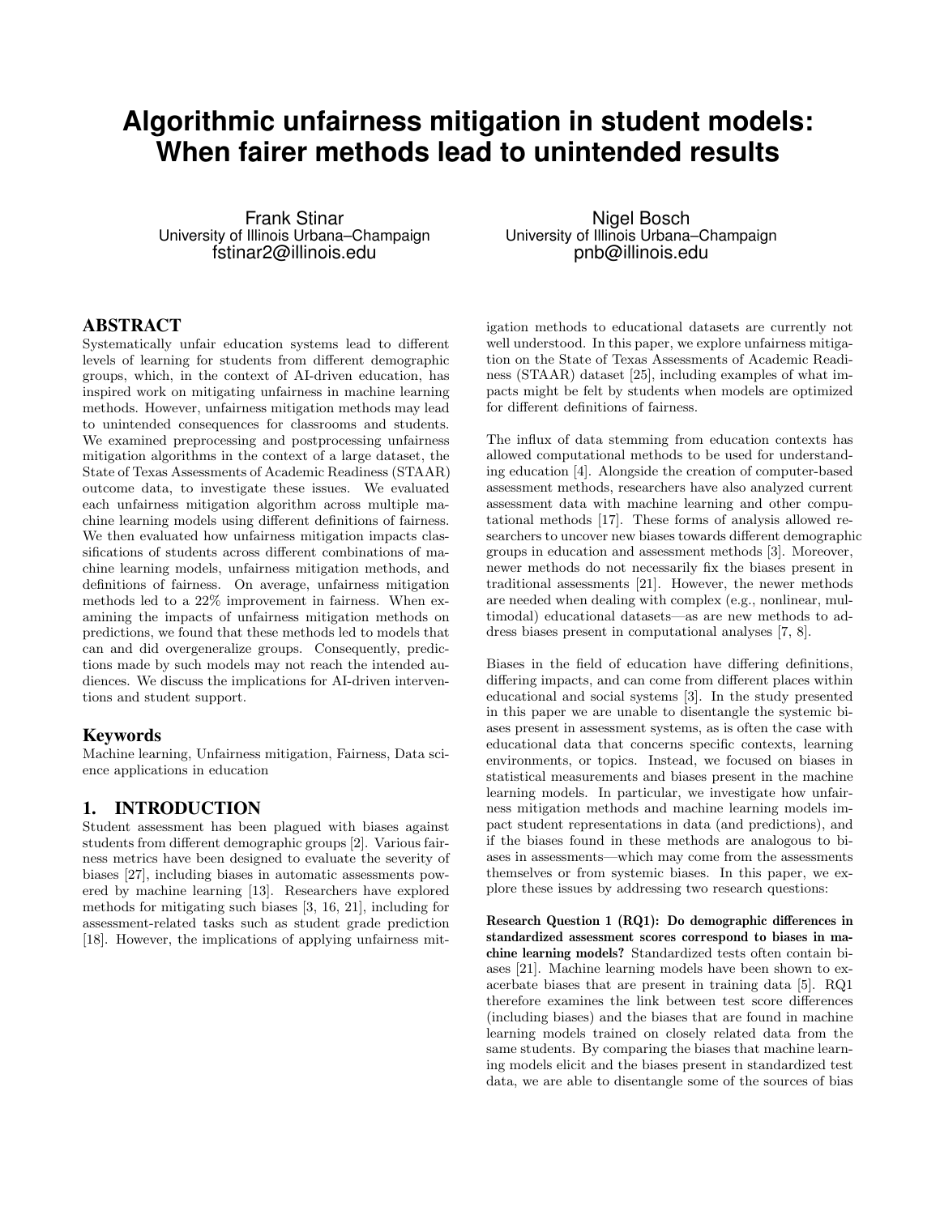# Algorithmic unfairness mitigation in student models: When fairer methods lead to unintended results

Frank Stinar
University of Illinois Urbana–Champaign
fstinar2@illinois.edu

Nigel Bosch
University of Illinois Urbana–Champaign
pnb@illinois.edu

## ABSTRACT

Systematically unfair education systems lead to different levels of learning for students from different demographic groups, which, in the context of AI-driven education, has inspired work on mitigating unfairness in machine learning methods. However, unfairness mitigation methods may lead to unintended consequences for classrooms and students. We examined preprocessing and postprocessing unfairness mitigation algorithms in the context of a large dataset, the State of Texas Assessments of Academic Readiness (STAAR) outcome data, to investigate these issues. We evaluated each unfairness mitigation algorithm across multiple machine learning models using different definitions of fairness. We then evaluated how unfairness mitigation impacts classifications of students across different combinations of machine learning models, unfairness mitigation methods, and definitions of fairness. On average, unfairness mitigation methods led to a 22% improvement in fairness. When examining the impacts of unfairness mitigation methods on predictions, we found that these methods led to models that can and did overgeneralize groups. Consequently, predictions made by such models may not reach the intended audiences. We discuss the implications for AI-driven interventions and student support.

### Keywords

Machine learning, Unfairness mitigation, Fairness, Data science applications in education

## 1. INTRODUCTION

Student assessment has been plagued with biases against students from different demographic groups [2]. Various fairness metrics have been designed to evaluate the severity of biases [27], including biases in automatic assessments powered by machine learning [13]. Researchers have explored methods for mitigating such biases [3, 16, 21], including for assessment-related tasks such as student grade prediction [18]. However, the implications of applying unfairness mitigation methods to educational datasets are currently not well understood. In this paper, we explore unfairness mitigation on the State of Texas Assessments of Academic Readiness (STAAR) dataset [25], including examples of what impacts might be felt by students when models are optimized for different definitions of fairness.

The influx of data stemming from education contexts has allowed computational methods to be used for understanding education [4]. Alongside the creation of computer-based assessment methods, researchers have also analyzed current assessment data with machine learning and other computational methods [17]. These forms of analysis allowed researchers to uncover new biases towards different demographic groups in education and assessment methods [3]. Moreover, newer methods do not necessarily fix the biases present in traditional assessments [21]. However, the newer methods are needed when dealing with complex (e.g., nonlinear, multimodal) educational datasets—as are new methods to address biases present in computational analyses [7, 8].

Biases in the field of education have differing definitions, differing impacts, and can come from different places within educational and social systems [3]. In the study presented in this paper we are unable to disentangle the systemic biases present in assessment systems, as is often the case with educational data that concerns specific contexts, learning environments, or topics. Instead, we focused on biases in statistical measurements and biases present in the machine learning models. In particular, we investigate how unfairness mitigation methods and machine learning models impact student representations in data (and predictions), and if the biases found in these methods are analogous to biases in assessments—which may come from the assessments themselves or from systemic biases. In this paper, we explore these issues by addressing two research questions:

**Research Question 1 (RQ1): Do demographic differences in standardized assessment scores correspond to biases in machine learning models?** Standardized tests often contain biases [21]. Machine learning models have been shown to exacerbate biases that are present in training data [5]. RQ1 therefore examines the link between test score differences (including biases) and the biases that are found in machine learning models trained on closely related data from the same students. By comparing the biases that machine learning models elicit and the biases present in standardized test data, we are able to disentangle some of the sources of bias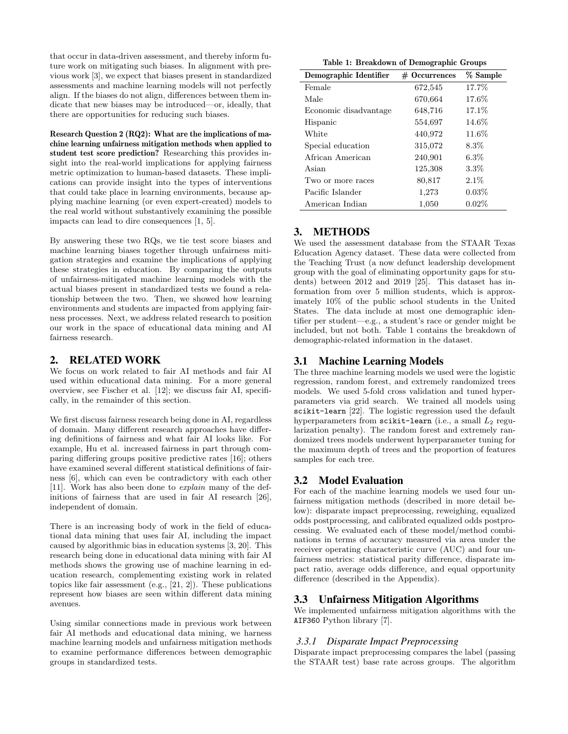that occur in data-driven assessment, and thereby inform future work on mitigating such biases. In alignment with previous work [3], we expect that biases present in standardized assessments and machine learning models will not perfectly align. If the biases do not align, differences between them indicate that new biases may be introduced—or, ideally, that there are opportunities for reducing such biases.

**Research Question 2 (RQ2): What are the implications of machine learning unfairness mitigation methods when applied to student test score prediction?** Researching this provides insight into the real-world implications for applying fairness metric optimization to human-based datasets. These implications can provide insight into the types of interventions that could take place in learning environments, because applying machine learning (or even expert-created) models to the real world without substantively examining the possible impacts can lead to dire consequences [1, 5].

By answering these two RQs, we tie test score biases and machine learning biases together through unfairness mitigation strategies and examine the implications of applying these strategies in education. By comparing the outputs of unfairness-mitigated machine learning models with the actual biases present in standardized tests we found a relationship between the two. Then, we showed how learning environments and students are impacted from applying fairness processes. Next, we address related research to position our work in the space of educational data mining and AI fairness research.

## 2. RELATED WORK

We focus on work related to fair AI methods and fair AI used within educational data mining. For a more general overview, see Fischer et al. [12]; we discuss fair AI, specifically, in the remainder of this section.

We first discuss fairness research being done in AI, regardless of domain. Many different research approaches have differing definitions of fairness and what fair AI looks like. For example, Hu et al. increased fairness in part through comparing differing groups positive predictive rates [16]; others have examined several different statistical definitions of fairness [6], which can even be contradictory with each other [11]. Work has also been done to *explain* many of the definitions of fairness that are used in fair AI research [26], independent of domain.

There is an increasing body of work in the field of educational data mining that uses fair AI, including the impact caused by algorithmic bias in education systems [3, 20]. This research being done in educational data mining with fair AI methods shows the growing use of machine learning in education research, complementing existing work in related topics like fair assessment (e.g., [21, 2]). These publications represent how biases are seen within different data mining avenues.

Using similar connections made in previous work between fair AI methods and educational data mining, we harness machine learning models and unfairness mitigation methods to examine performance differences between demographic groups in standardized tests.

**Table 1: Breakdown of Demographic Groups**

| Demographic Identifier | # Occurrences | % Sample |
|---|---|---|
| Female | 672,545 | 17.7% |
| Male | 670,664 | 17.6% |
| Economic disadvantage | 648,716 | 17.1% |
| Hispanic | 554,697 | 14.6% |
| White | 440,972 | 11.6% |
| Special education | 315,072 | 8.3% |
| African American | 240,901 | 6.3% |
| Asian | 125,308 | 3.3% |
| Two or more races | 80,817 | 2.1% |
| Pacific Islander | 1,273 | 0.03% |
| American Indian | 1,050 | 0.02% |

## 3. METHODS

We used the assessment database from the STAAR Texas Education Agency dataset. These data were collected from the Teaching Trust (a now defunct leadership development group with the goal of eliminating opportunity gaps for students) between 2012 and 2019 [25]. This dataset has information from over 5 million students, which is approximately 10% of the public school students in the United States. The data include at most one demographic identifier per student—e.g., a student's race or gender might be included, but not both. Table 1 contains the breakdown of demographic-related information in the dataset.

### 3.1 Machine Learning Models

The three machine learning models we used were the logistic regression, random forest, and extremely randomized trees models. We used 5-fold cross validation and tuned hyperparameters via grid search. We trained all models using `scikit-learn` [22]. The logistic regression used the default hyperparameters from `scikit-learn` (i.e., a small $L_2$ regularization penalty). The random forest and extremely randomized trees models underwent hyperparameter tuning for the maximum depth of trees and the proportion of features samples for each tree.

### 3.2 Model Evaluation

For each of the machine learning models we used four unfairness mitigation methods (described in more detail below): disparate impact preprocessing, reweighing, equalized odds postprocessing, and calibrated equalized odds postprocessing. We evaluated each of these model/method combinations in terms of accuracy measured via area under the receiver operating characteristic curve (AUC) and four unfairness metrics: statistical parity difference, disparate impact ratio, average odds difference, and equal opportunity difference (described in the Appendix).

### 3.3 Unfairness Mitigation Algorithms

We implemented unfairness mitigation algorithms with the `AIF360` Python library [7].

#### *3.3.1 Disparate Impact Preprocessing*

Disparate impact preprocessing compares the label (passing the STAAR test) base rate across groups. The algorithm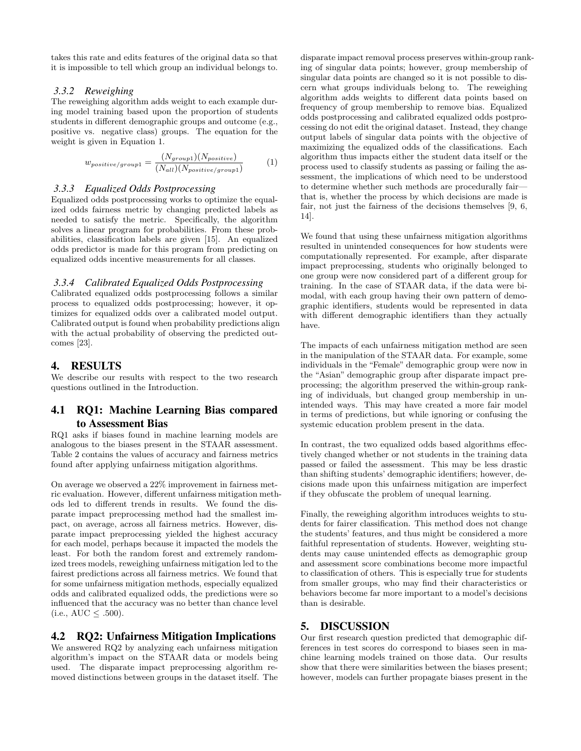takes this rate and edits features of the original data so that it is impossible to tell which group an individual belongs to.

### 3.3.2 Reweighing

The reweighing algorithm adds weight to each example during model training based upon the proportion of students students in different demographic groups and outcome (e.g., positive vs. negative class) groups. The equation for the weight is given in Equation 1.

$$w_{positive/group1} = \frac{(N_{group1})(N_{positive})}{(N_{all})(N_{positive/group1})} \quad (1)$$

### 3.3.3 Equalized Odds Postprocessing

Equalized odds postprocessing works to optimize the equalized odds fairness metric by changing predicted labels as needed to satisfy the metric. Specifically, the algorithm solves a linear program for probabilities. From these probabilities, classification labels are given [15]. An equalized odds predictor is made for this program from predicting on equalized odds incentive measurements for all classes.

### 3.3.4 Calibrated Equalized Odds Postprocessing

Calibrated equalized odds postprocessing follows a similar process to equalized odds postprocessing; however, it optimizes for equalized odds over a calibrated model output. Calibrated output is found when probability predictions align with the actual probability of observing the predicted outcomes [23].

# 4. RESULTS

We describe our results with respect to the two research questions outlined in the Introduction.

## 4.1 RQ1: Machine Learning Bias compared to Assessment Bias

RQ1 asks if biases found in machine learning models are analogous to the biases present in the STAAR assessment. Table 2 contains the values of accuracy and fairness metrics found after applying unfairness mitigation algorithms.

On average we observed a 22% improvement in fairness metric evaluation. However, different unfairness mitigation methods led to different trends in results. We found the disparate impact preprocessing method had the smallest impact, on average, across all fairness metrics. However, disparate impact preprocessing yielded the highest accuracy for each model, perhaps because it impacted the models the least. For both the random forest and extremely randomized trees models, reweighing unfairness mitigation led to the fairest predictions across all fairness metrics. We found that for some unfairness mitigation methods, especially equalized odds and calibrated equalized odds, the predictions were so influenced that the accuracy was no better than chance level (i.e., AUC $\leq$ .500).

## 4.2 RQ2: Unfairness Mitigation Implications

We answered RQ2 by analyzing each unfairness mitigation algorithm's impact on the STAAR data or models being used. The disparate impact preprocessing algorithm removed distinctions between groups in the dataset itself. The disparate impact removal process preserves within-group ranking of singular data points; however, group membership of singular data points are changed so it is not possible to discern what groups individuals belong to. The reweighing algorithm adds weights to different data points based on frequency of group membership to remove bias. Equalized odds postprocessing and calibrated equalized odds postprocessing do not edit the original dataset. Instead, they change output labels of singular data points with the objective of maximizing the equalized odds of the classifications. Each algorithm thus impacts either the student data itself or the process used to classify students as passing or failing the assessment, the implications of which need to be understood to determine whether such methods are procedurally fair—that is, whether the process by which decisions are made is fair, not just the fairness of the decisions themselves [9, 6, 14].

We found that using these unfairness mitigation algorithms resulted in unintended consequences for how students were computationally represented. For example, after disparate impact preprocessing, students who originally belonged to one group were now considered part of a different group for training. In the case of STAAR data, if the data were bimodal, with each group having their own pattern of demographic identifiers, students would be represented in data with different demographic identifiers than they actually have.

The impacts of each unfairness mitigation method are seen in the manipulation of the STAAR data. For example, some individuals in the "Female" demographic group were now in the "Asian" demographic group after disparate impact preprocessing; the algorithm preserved the within-group ranking of individuals, but changed group membership in unintended ways. This may have created a more fair model in terms of predictions, but while ignoring or confusing the systemic education problem present in the data.

In contrast, the two equalized odds based algorithms effectively changed whether or not students in the training data passed or failed the assessment. This may be less drastic than shifting students' demographic identifiers; however, decisions made upon this unfairness mitigation are imperfect if they obfuscate the problem of unequal learning.

Finally, the reweighing algorithm introduces weights to students for fairer classification. This method does not change the students' features, and thus might be considered a more faithful representation of students. However, weighting students may cause unintended effects as demographic group and assessment score combinations become more impactful to classification of others. This is especially true for students from smaller groups, who may find their characteristics or behaviors become far more important to a model's decisions than is desirable.

# 5. DISCUSSION

Our first research question predicted that demographic differences in test scores do correspond to biases seen in machine learning models trained on those data. Our results show that there were similarities between the biases present; however, models can further propagate biases present in the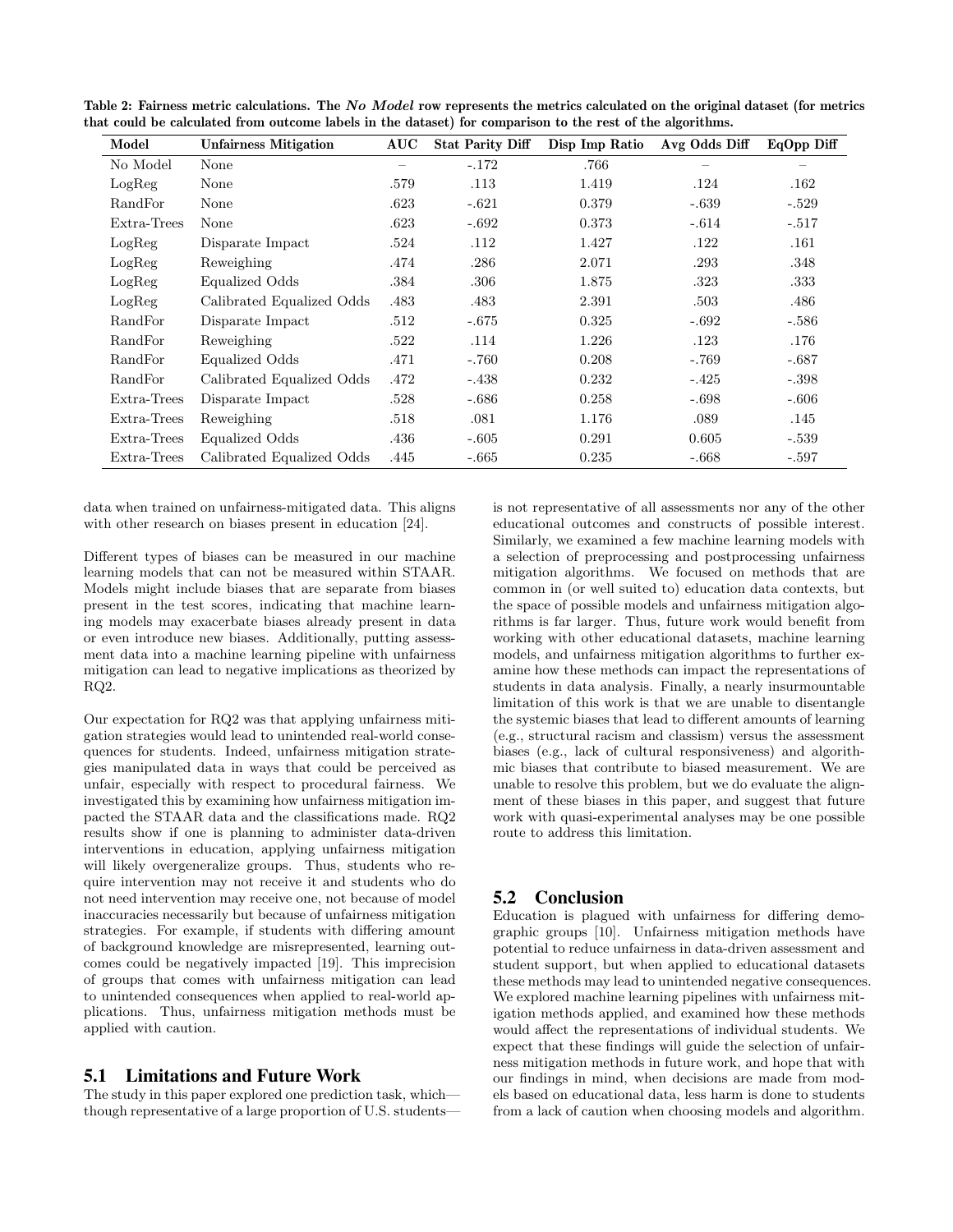Table 2: Fairness metric calculations. The *No Model* row represents the metrics calculated on the original dataset (for metrics that could be calculated from outcome labels in the dataset) for comparison to the rest of the algorithms.

| Model | Unfairness Mitigation | AUC | Stat Parity Diff | Disp Imp Ratio | Avg Odds Diff | EqOpp Diff |
|---|---|---|---|---|---|---|
| No Model | None | – | -.172 | .766 | – | – |
| LogReg | None | .579 | .113 | 1.419 | .124 | .162 |
| RandFor | None | .623 | -.621 | 0.379 | -.639 | -.529 |
| Extra-Trees | None | .623 | -.692 | 0.373 | -.614 | -.517 |
| LogReg | Disparate Impact | .524 | .112 | 1.427 | .122 | .161 |
| LogReg | Reweighing | .474 | .286 | 2.071 | .293 | .348 |
| LogReg | Equalized Odds | .384 | .306 | 1.875 | .323 | .333 |
| LogReg | Calibrated Equalized Odds | .483 | .483 | 2.391 | .503 | .486 |
| RandFor | Disparate Impact | .512 | -.675 | 0.325 | -.692 | -.586 |
| RandFor | Reweighing | .522 | .114 | 1.226 | .123 | .176 |
| RandFor | Equalized Odds | .471 | -.760 | 0.208 | -.769 | -.687 |
| RandFor | Calibrated Equalized Odds | .472 | -.438 | 0.232 | -.425 | -.398 |
| Extra-Trees | Disparate Impact | .528 | -.686 | 0.258 | -.698 | -.606 |
| Extra-Trees | Reweighing | .518 | .081 | 1.176 | .089 | .145 |
| Extra-Trees | Equalized Odds | .436 | -.605 | 0.291 | 0.605 | -.539 |
| Extra-Trees | Calibrated Equalized Odds | .445 | -.665 | 0.235 | -.668 | -.597 |

data when trained on unfairness-mitigated data. This aligns with other research on biases present in education [24].

Different types of biases can be measured in our machine learning models that can not be measured within STAAR. Models might include biases that are separate from biases present in the test scores, indicating that machine learning models may exacerbate biases already present in data or even introduce new biases. Additionally, putting assessment data into a machine learning pipeline with unfairness mitigation can lead to negative implications as theorized by RQ2.

Our expectation for RQ2 was that applying unfairness mitigation strategies would lead to unintended real-world consequences for students. Indeed, unfairness mitigation strategies manipulated data in ways that could be perceived as unfair, especially with respect to procedural fairness. We investigated this by examining how unfairness mitigation impacted the STAAR data and the classifications made. RQ2 results show if one is planning to administer data-driven interventions in education, applying unfairness mitigation will likely overgeneralize groups. Thus, students who require intervention may not receive it and students who do not need intervention may receive one, not because of model inaccuracies necessarily but because of unfairness mitigation strategies. For example, if students with differing amount of background knowledge are misrepresented, learning outcomes could be negatively impacted [19]. This imprecision of groups that comes with unfairness mitigation can lead to unintended consequences when applied to real-world applications. Thus, unfairness mitigation methods must be applied with caution.

## 5.1 Limitations and Future Work

The study in this paper explored one prediction task, which—though representative of a large proportion of U.S. students—is not representative of all assessments nor any of the other educational outcomes and constructs of possible interest. Similarly, we examined a few machine learning models with a selection of preprocessing and postprocessing unfairness mitigation algorithms. We focused on methods that are common in (or well suited to) education data contexts, but the space of possible models and unfairness mitigation algorithms is far larger. Thus, future work would benefit from working with other educational datasets, machine learning models, and unfairness mitigation algorithms to further examine how these methods can impact the representations of students in data analysis. Finally, a nearly insurmountable limitation of this work is that we are unable to disentangle the systemic biases that lead to different amounts of learning (e.g., structural racism and classism) versus the assessment biases (e.g., lack of cultural responsiveness) and algorithmic biases that contribute to biased measurement. We are unable to resolve this problem, but we do evaluate the alignment of these biases in this paper, and suggest that future work with quasi-experimental analyses may be one possible route to address this limitation.

## 5.2 Conclusion

Education is plagued with unfairness for differing demographic groups [10]. Unfairness mitigation methods have potential to reduce unfairness in data-driven assessment and student support, but when applied to educational datasets these methods may lead to unintended negative consequences. We explored machine learning pipelines with unfairness mitigation methods applied, and examined how these methods would affect the representations of individual students. We expect that these findings will guide the selection of unfairness mitigation methods in future work, and hope that with our findings in mind, when decisions are made from models based on educational data, less harm is done to students from a lack of caution when choosing models and algorithm.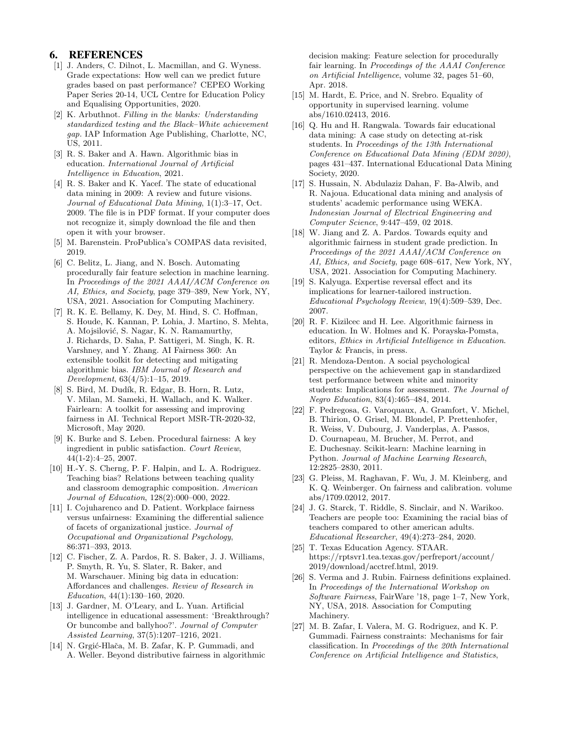## 6. REFERENCES

[1] J. Anders, C. Dilnot, L. Macmillan, and G. Wyness. Grade expectations: How well can we predict future grades based on past performance? CEPEO Working Paper Series 20-14, UCL Centre for Education Policy and Equalising Opportunities, 2020.

[2] K. Arbuthnot. *Filling in the blanks: Understanding standardized testing and the Black–White achievement gap*. IAP Information Age Publishing, Charlotte, NC, US, 2011.

[3] R. S. Baker and A. Hawn. Algorithmic bias in education. *International Journal of Artificial Intelligence in Education*, 2021.

[4] R. S. Baker and K. Yacef. The state of educational data mining in 2009: A review and future visions. *Journal of Educational Data Mining*, 1(1):3–17, Oct. 2009. The file is in PDF format. If your computer does not recognize it, simply download the file and then open it with your browser.

[5] M. Barenstein. ProPublica's COMPAS data revisited, 2019.

[6] C. Belitz, L. Jiang, and N. Bosch. Automating procedurally fair feature selection in machine learning. In *Proceedings of the 2021 AAAI/ACM Conference on AI, Ethics, and Society*, page 379–389, New York, NY, USA, 2021. Association for Computing Machinery.

[7] R. K. E. Bellamy, K. Dey, M. Hind, S. C. Hoffman, S. Houde, K. Kannan, P. Lohia, J. Martino, S. Mehta, A. Mojsilović, S. Nagar, K. N. Ramamurthy, J. Richards, D. Saha, P. Sattigeri, M. Singh, K. R. Varshney, and Y. Zhang. AI Fairness 360: An extensible toolkit for detecting and mitigating algorithmic bias. *IBM Journal of Research and Development*, 63(4/5):1–15, 2019.

[8] S. Bird, M. Dudík, R. Edgar, B. Horn, R. Lutz, V. Milan, M. Sameki, H. Wallach, and K. Walker. Fairlearn: A toolkit for assessing and improving fairness in AI. Technical Report MSR-TR-2020-32, Microsoft, May 2020.

[9] K. Burke and S. Leben. Procedural fairness: A key ingredient in public satisfaction. *Court Review*, 44(1-2):4–25, 2007.

[10] H.-Y. S. Cherng, P. F. Halpin, and L. A. Rodriguez. Teaching bias? Relations between teaching quality and classroom demographic composition. *American Journal of Education*, 128(2):000–000, 2022.

[11] I. Cojuharenco and D. Patient. Workplace fairness versus unfairness: Examining the differential salience of facets of organizational justice. *Journal of Occupational and Organizational Psychology*, 86:371–393, 2013.

[12] C. Fischer, Z. A. Pardos, R. S. Baker, J. J. Williams, P. Smyth, R. Yu, S. Slater, R. Baker, and M. Warschauer. Mining big data in education: Affordances and challenges. *Review of Research in Education*, 44(1):130–160, 2020.

[13] J. Gardner, M. O'Leary, and L. Yuan. Artificial intelligence in educational assessment: 'Breakthrough? Or buncombe and ballyhoo?'. *Journal of Computer Assisted Learning*, 37(5):1207–1216, 2021.

[14] N. Grgić-Hlača, M. B. Zafar, K. P. Gummadi, and A. Weller. Beyond distributive fairness in algorithmic decision making: Feature selection for procedurally fair learning. In *Proceedings of the AAAI Conference on Artificial Intelligence*, volume 32, pages 51–60, Apr. 2018.

[15] M. Hardt, E. Price, and N. Srebro. Equality of opportunity in supervised learning. volume abs/1610.02413, 2016.

[16] Q. Hu and H. Rangwala. Towards fair educational data mining: A case study on detecting at-risk students. In *Proceedings of the 13th International Conference on Educational Data Mining (EDM 2020)*, pages 431–437. International Educational Data Mining Society, 2020.

[17] S. Hussain, N. Abdulaziz Dahan, F. Ba-Alwib, and R. Najoua. Educational data mining and analysis of students' academic performance using WEKA. *Indonesian Journal of Electrical Engineering and Computer Science*, 9:447–459, 02 2018.

[18] W. Jiang and Z. A. Pardos. Towards equity and algorithmic fairness in student grade prediction. In *Proceedings of the 2021 AAAI/ACM Conference on AI, Ethics, and Society*, page 608–617, New York, NY, USA, 2021. Association for Computing Machinery.

[19] S. Kalyuga. Expertise reversal effect and its implications for learner-tailored instruction. *Educational Psychology Review*, 19(4):509–539, Dec. 2007.

[20] R. F. Kizilcec and H. Lee. Algorithmic fairness in education. In W. Holmes and K. Porayska-Pomsta, editors, *Ethics in Artificial Intelligence in Education*. Taylor & Francis, in press.

[21] R. Mendoza-Denton. A social psychological perspective on the achievement gap in standardized test performance between white and minority students: Implications for assessment. *The Journal of Negro Education*, 83(4):465–484, 2014.

[22] F. Pedregosa, G. Varoquaux, A. Gramfort, V. Michel, B. Thirion, O. Grisel, M. Blondel, P. Prettenhofer, R. Weiss, V. Dubourg, J. Vanderplas, A. Passos, D. Cournapeau, M. Brucher, M. Perrot, and E. Duchesnay. Scikit-learn: Machine learning in Python. *Journal of Machine Learning Research*, 12:2825–2830, 2011.

[23] G. Pleiss, M. Raghavan, F. Wu, J. M. Kleinberg, and K. Q. Weinberger. On fairness and calibration. volume abs/1709.02012, 2017.

[24] J. G. Starck, T. Riddle, S. Sinclair, and N. Warikoo. Teachers are people too: Examining the racial bias of teachers compared to other american adults. *Educational Researcher*, 49(4):273–284, 2020.

[25] T. Texas Education Agency. STAAR. https://rptsvr1.tea.texas.gov/perfreport/account/2019/download/acctref.html, 2019.

[26] S. Verma and J. Rubin. Fairness definitions explained. In *Proceedings of the International Workshop on Software Fairness*, FairWare '18, page 1–7, New York, NY, USA, 2018. Association for Computing Machinery.

[27] M. B. Zafar, I. Valera, M. G. Rodriguez, and K. P. Gummadi. Fairness constraints: Mechanisms for fair classification. In *Proceedings of the 20th International Conference on Artificial Intelligence and Statistics*,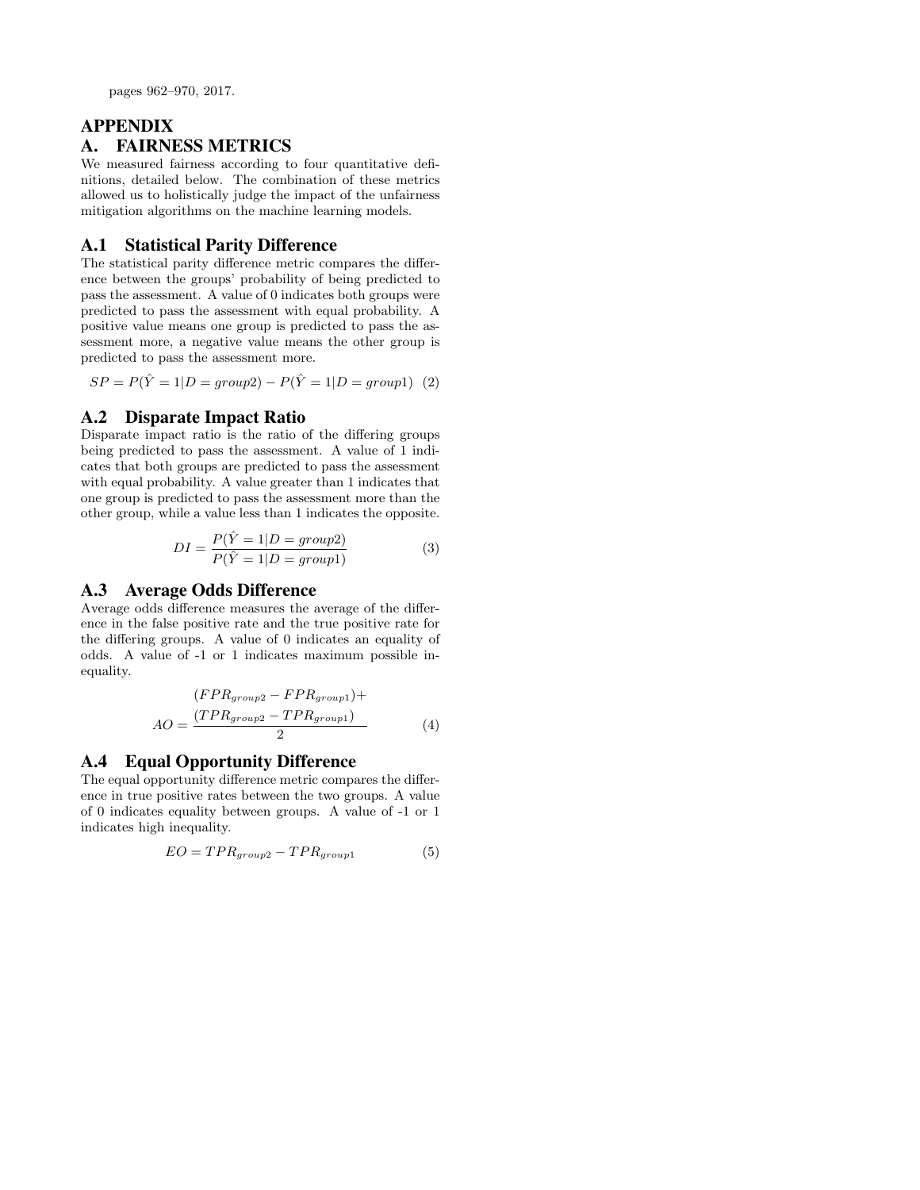pages 962–970, 2017.

# APPENDIX

# A. FAIRNESS METRICS

We measured fairness according to four quantitative definitions, detailed below. The combination of these metrics allowed us to holistically judge the impact of the unfairness mitigation algorithms on the machine learning models.

## A.1 Statistical Parity Difference

The statistical parity difference metric compares the difference between the groups' probability of being predicted to pass the assessment. A value of 0 indicates both groups were predicted to pass the assessment with equal probability. A positive value means one group is predicted to pass the assessment more, a negative value means the other group is predicted to pass the assessment more.

$$SP = P(\hat{Y} = 1|D = group2) - P(\hat{Y} = 1|D = group1) \quad (2)$$

## A.2 Disparate Impact Ratio

Disparate impact ratio is the ratio of the differing groups being predicted to pass the assessment. A value of 1 indicates that both groups are predicted to pass the assessment with equal probability. A value greater than 1 indicates that one group is predicted to pass the assessment more than the other group, while a value less than 1 indicates the opposite.

$$DI = \frac{P(\hat{Y} = 1|D = group2)}{P(\hat{Y} = 1|D = group1)} \quad (3)$$

## A.3 Average Odds Difference

Average odds difference measures the average of the difference in the false positive rate and the true positive rate for the differing groups. A value of 0 indicates an equality of odds. A value of -1 or 1 indicates maximum possible inequality.

$$AO = \frac{(FPR_{group2} - FPR_{group1}) + (TPR_{group2} - TPR_{group1})}{2} \quad (4)$$

## A.4 Equal Opportunity Difference

The equal opportunity difference metric compares the difference in true positive rates between the two groups. A value of 0 indicates equality between groups. A value of -1 or 1 indicates high inequality.

$$EO = TPR_{group2} - TPR_{group1} \quad (5)$$